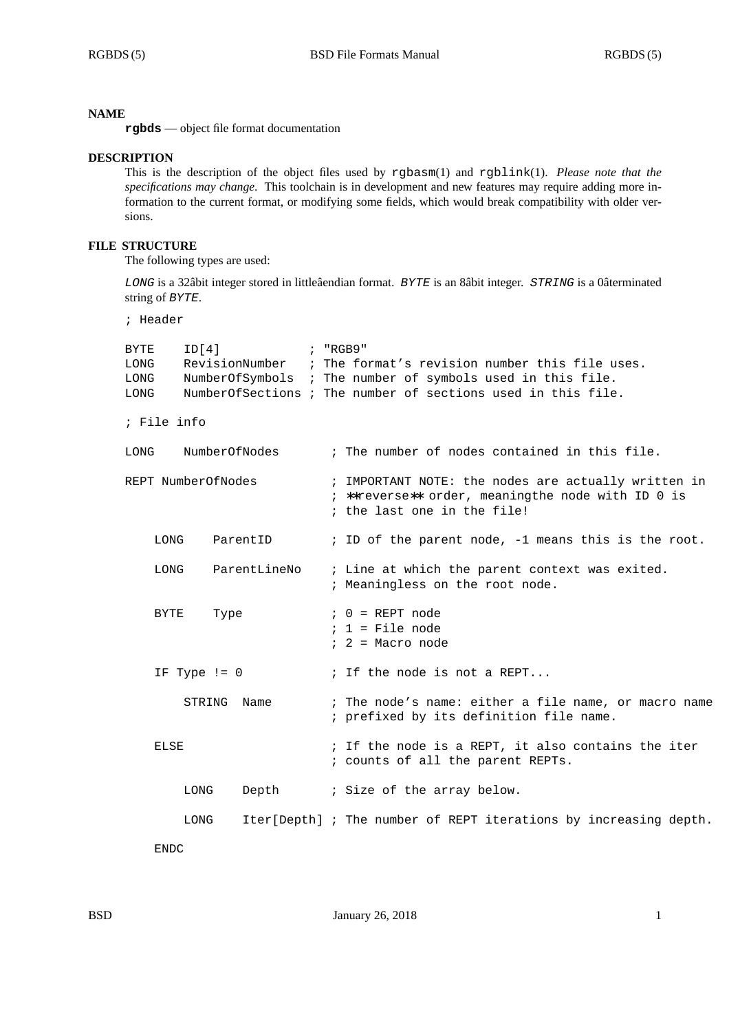## NAME

**rgbds** — object file format documentation

## DESCRIPTION

This is the description of the object files used by rgbasm(1) and rgblink(1). *Please note that the specifications may change.* This toolchain is in development and new features may require adding more information to the current format, or modifying some fields, which would break compatibility with older versions.

## FILE STRUCTURE

The following types are used:

*LONG* is a 32âbit integer stored in littleâendian format. *BYTE* is an 8âbit integer. *STRING* is a 0âterminated string of *BYTE*.

```
; Header

BYTE    ID[4]            ; "RGB9"
LONG    RevisionNumber   ; The format’s revision number this file uses.
LONG    NumberOfSymbols  ; The number of symbols used in this file.
LONG    NumberOfSections ; The number of sections used in this file.

; File info

LONG    NumberOfNodes       ; The number of nodes contained in this file.

REPT NumberOfNodes          ; IMPORTANT NOTE: the nodes are actually written in
                            ; **reverse** order, meaningthe node with ID 0 is
                            ; the last one in the file!

    LONG    ParentID        ; ID of the parent node, -1 means this is the root.

    LONG    ParentLineNo    ; Line at which the parent context was exited.
                            ; Meaningless on the root node.

    BYTE    Type            ; 0 = REPT node
                            ; 1 = File node
                            ; 2 = Macro node

    IF Type != 0            ; If the node is not a REPT...

        STRING  Name        ; The node’s name: either a file name, or macro name
                            ; prefixed by its definition file name.

    ELSE                    ; If the node is a REPT, it also contains the iter
                            ; counts of all the parent REPTs.

        LONG    Depth       ; Size of the array below.

        LONG    Iter[Depth] ; The number of REPT iterations by increasing depth.

    ENDC
```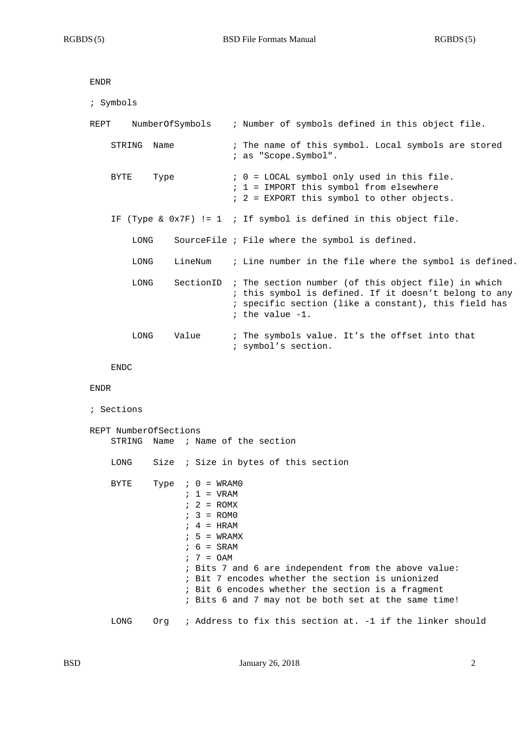```
ENDR

; Symbols

REPT    NumberOfSymbols    ; Number of symbols defined in this object file.

    STRING  Name           ; The name of this symbol. Local symbols are stored
                           ; as "Scope.Symbol".

    BYTE    Type           ; 0 = LOCAL symbol only used in this file.
                           ; 1 = IMPORT this symbol from elsewhere
                           ; 2 = EXPORT this symbol to other objects.

    IF (Type & 0x7F) != 1  ; If symbol is defined in this object file.

        LONG    SourceFile ; File where the symbol is defined.

        LONG    LineNum    ; Line number in the file where the symbol is defined.

        LONG    SectionID  ; The section number (of this object file) in which
                           ; this symbol is defined. If it doesn't belong to any
                           ; specific section (like a constant), this field has
                           ; the value -1.

        LONG    Value      ; The symbols value. It's the offset into that
                           ; symbol's section.

    ENDC

ENDR

; Sections

REPT NumberOfSections
    STRING  Name  ; Name of the section

    LONG    Size  ; Size in bytes of this section

    BYTE    Type  ; 0 = WRAM0
                  ; 1 = VRAM
                  ; 2 = ROMX
                  ; 3 = ROM0
                  ; 4 = HRAM
                  ; 5 = WRAMX
                  ; 6 = SRAM
                  ; 7 = OAM
                  ; Bits 7 and 6 are independent from the above value:
                  ; Bit 7 encodes whether the section is unionized
                  ; Bit 6 encodes whether the section is a fragment
                  ; Bits 6 and 7 may not be both set at the same time!

    LONG    Org   ; Address to fix this section at. -1 if the linker should
```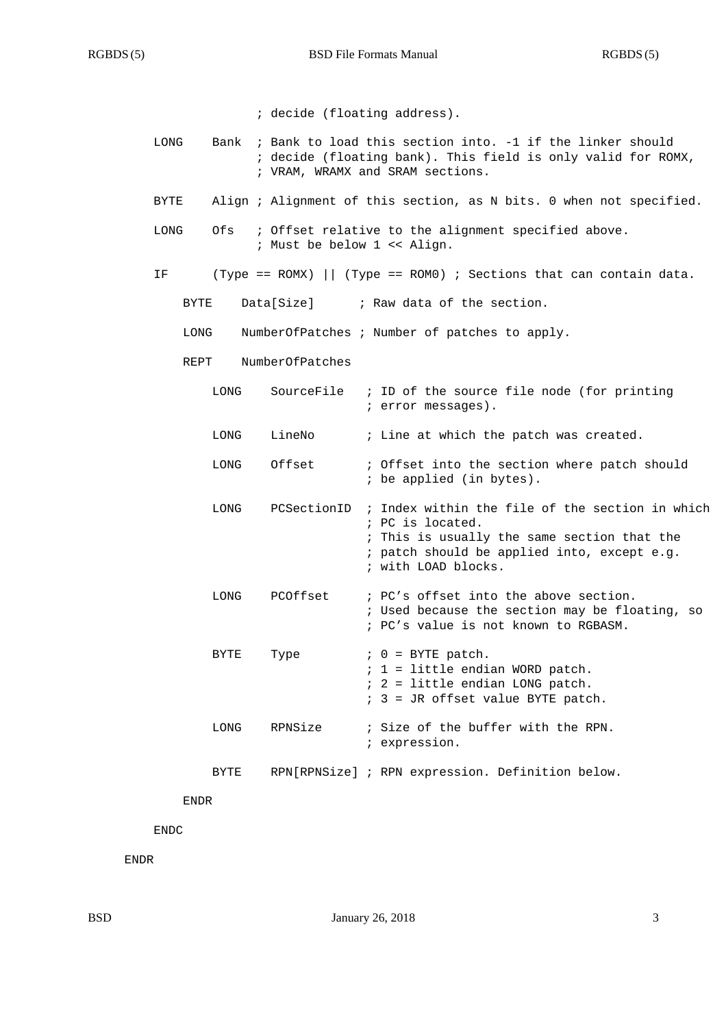```
                ; decide (floating address).

    LONG    Bank  ; Bank to load this section into. -1 if the linker should
                  ; decide (floating bank). This field is only valid for ROMX,
                  ; VRAM, WRAMX and SRAM sections.

    BYTE    Align ; Alignment of this section, as N bits. 0 when not specified.

    LONG    Ofs   ; Offset relative to the alignment specified above.
                  ; Must be below 1 << Align.

    IF      (Type == ROMX) || (Type == ROM0) ; Sections that can contain data.

        BYTE    Data[Size]      ; Raw data of the section.

        LONG    NumberOfPatches ; Number of patches to apply.

        REPT    NumberOfPatches

            LONG    SourceFile   ; ID of the source file node (for printing
                                 ; error messages).

            LONG    LineNo       ; Line at which the patch was created.

            LONG    Offset       ; Offset into the section where patch should
                                 ; be applied (in bytes).

            LONG    PCSectionID  ; Index within the file of the section in which
                                 ; PC is located.
                                 ; This is usually the same section that the
                                 ; patch should be applied into, except e.g.
                                 ; with LOAD blocks.

            LONG    PCOffset     ; PC's offset into the above section.
                                 ; Used because the section may be floating, so
                                 ; PC's value is not known to RGBASM.

            BYTE    Type         ; 0 = BYTE patch.
                                 ; 1 = little endian WORD patch.
                                 ; 2 = little endian LONG patch.
                                 ; 3 = JR offset value BYTE patch.

            LONG    RPNSize      ; Size of the buffer with the RPN.
                                 ; expression.

            BYTE    RPN[RPNSize] ; RPN expression. Definition below.

        ENDR

    ENDC

ENDR
```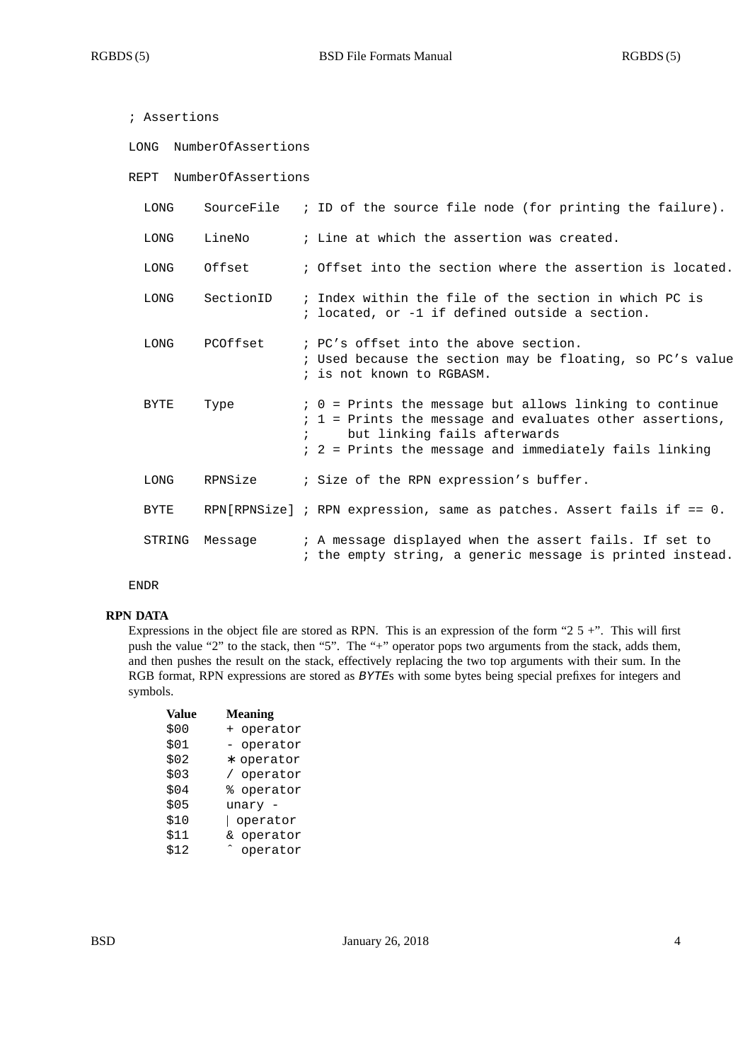```
; Assertions

LONG  NumberOfAssertions

REPT  NumberOfAssertions

  LONG    SourceFile   ; ID of the source file node (for printing the failure).

  LONG    LineNo       ; Line at which the assertion was created.

  LONG    Offset       ; Offset into the section where the assertion is located.

  LONG    SectionID    ; Index within the file of the section in which PC is
                       ; located, or -1 if defined outside a section.

  LONG    PCOffset     ; PC's offset into the above section.
                       ; Used because the section may be floating, so PC's value
                       ; is not known to RGBASM.

  BYTE    Type         ; 0 = Prints the message but allows linking to continue
                       ; 1 = Prints the message and evaluates other assertions,
                       ;     but linking fails afterwards
                       ; 2 = Prints the message and immediately fails linking

  LONG    RPNSize      ; Size of the RPN expression's buffer.

  BYTE    RPN[RPNSize] ; RPN expression, same as patches. Assert fails if == 0.

  STRING  Message      ; A message displayed when the assert fails. If set to
                       ; the empty string, a generic message is printed instead.

ENDR
```

### RPN DATA

Expressions in the object file are stored as RPN. This is an expression of the form "2 5 +". This will first push the value "2" to the stack, then "5". The "+" operator pops two arguments from the stack, adds them, and then pushes the result on the stack, effectively replacing the two top arguments with their sum. In the RGB format, RPN expressions are stored as *BYTE*s with some bytes being special prefixes for integers and symbols.

| Value | Meaning |
|---|---|
| $00 | + operator |
| $01 | - operator |
| $02 | * operator |
| $03 | / operator |
| $04 | % operator |
| $05 | unary - |
| $10 | \| operator |
| $11 | & operator |
| $12 | ^ operator |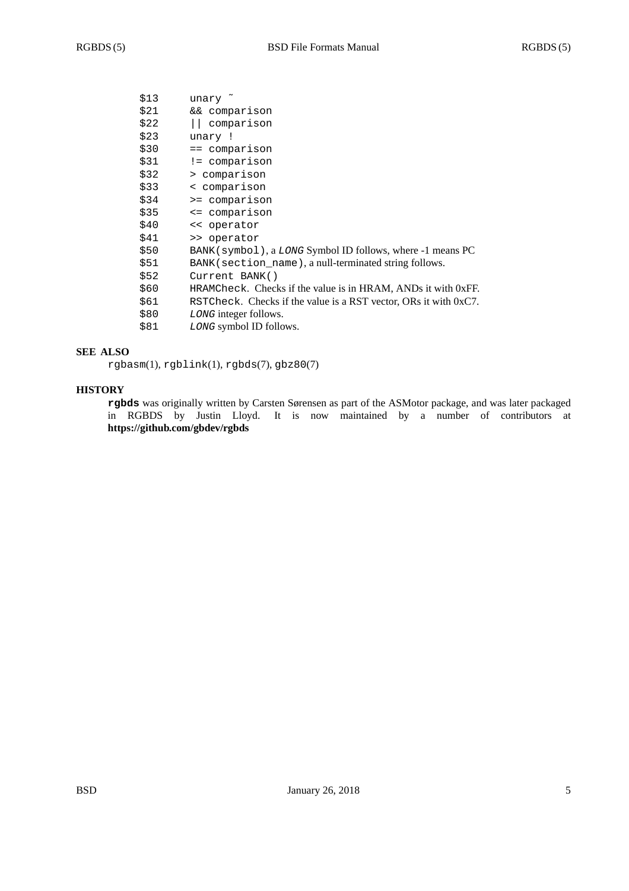| | |
|---|---|
| `$13` | `unary ~` |
| `$21` | `&& comparison` |
| `$22` | `\|\| comparison` |
| `$23` | `unary !` |
| `$30` | `== comparison` |
| `$31` | `!= comparison` |
| `$32` | `> comparison` |
| `$33` | `< comparison` |
| `$34` | `>= comparison` |
| `$35` | `<= comparison` |
| `$40` | `<< operator` |
| `$41` | `>> operator` |
| `$50` | `BANK(symbol)`, a *`LONG`* Symbol ID follows, where -1 means PC |
| `$51` | `BANK(section_name)`, a null-terminated string follows. |
| `$52` | `Current BANK()` |
| `$60` | `HRAMCheck`. Checks if the value is in HRAM, ANDs it with 0xFF. |
| `$61` | `RSTCheck`. Checks if the value is a RST vector, ORs it with 0xC7. |
| `$80` | *`LONG`* integer follows. |
| `$81` | *`LONG`* symbol ID follows. |

## SEE ALSO

`rgbasm`(1), `rgblink`(1), `rgbds`(7), `gbz80`(7)

## HISTORY

**`rgbds`** was originally written by Carsten Sørensen as part of the ASMotor package, and was later packaged in RGBDS by Justin Lloyd. It is now maintained by a number of contributors at **https://github.com/gbdev/rgbds**